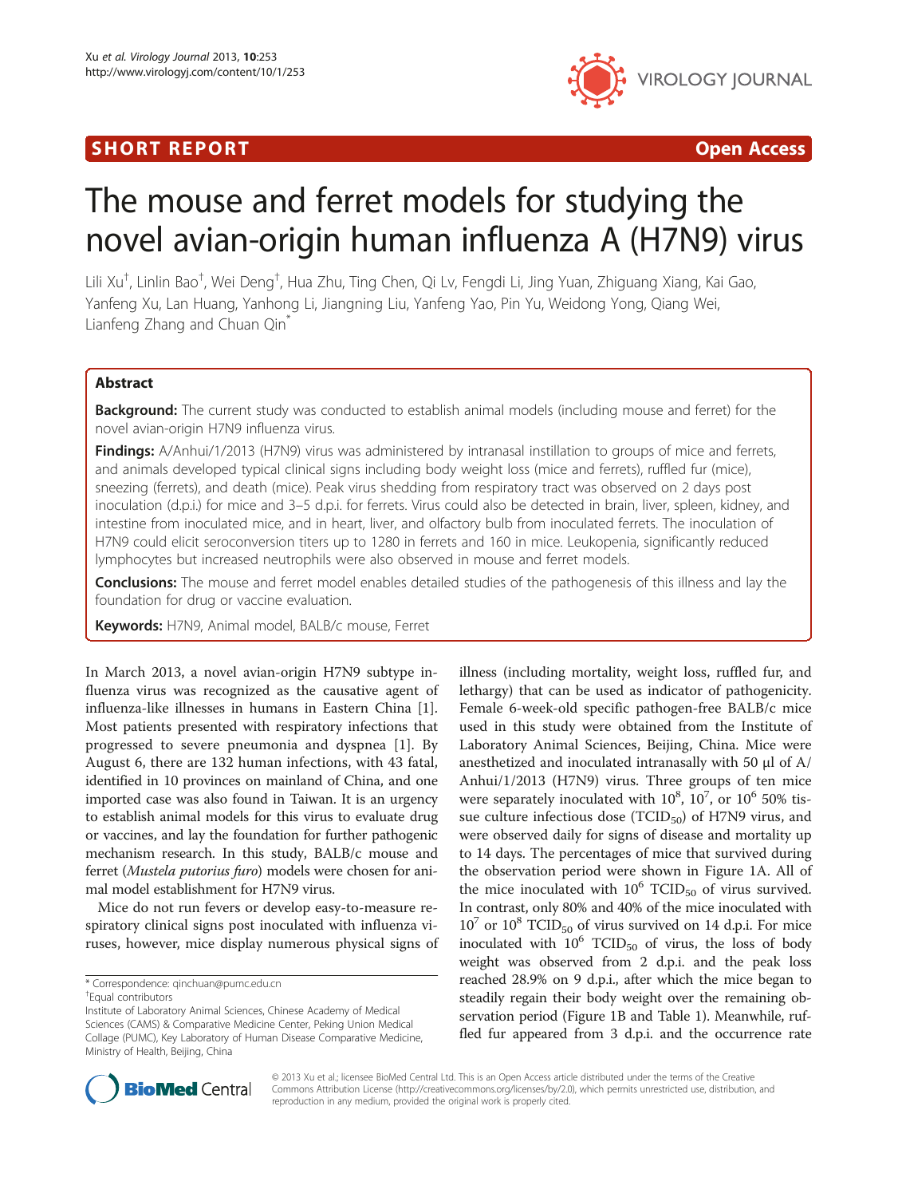SHORT REPORT **Open Access**

# The mouse and ferret models for studying the novel avian-origin human influenza A (H7N9) virus

Lili Xu[†], Linlin Bao[†], Wei Deng[†], Hua Zhu, Ting Chen, Qi Lv, Fengdi Li, Jing Yuan, Zhiguang Xiang, Kai Gao, Yanfeng Xu, Lan Huang, Yanhong Li, Jiangning Liu, Yanfeng Yao, Pin Yu, Weidong Yong, Qiang Wei, Lianfeng Zhang and Chuan Qin[*]

## Abstract

**Background:** The current study was conducted to establish animal models (including mouse and ferret) for the novel avian-origin H7N9 influenza virus.

**Findings:** A/Anhui/1/2013 (H7N9) virus was administered by intranasal instillation to groups of mice and ferrets, and animals developed typical clinical signs including body weight loss (mice and ferrets), ruffled fur (mice), sneezing (ferrets), and death (mice). Peak virus shedding from respiratory tract was observed on 2 days post inoculation (d.p.i.) for mice and 3–5 d.p.i. for ferrets. Virus could also be detected in brain, liver, spleen, kidney, and intestine from inoculated mice, and in heart, liver, and olfactory bulb from inoculated ferrets. The inoculation of H7N9 could elicit seroconversion titers up to 1280 in ferrets and 160 in mice. Leukopenia, significantly reduced lymphocytes but increased neutrophils were also observed in mouse and ferret models.

**Conclusions:** The mouse and ferret model enables detailed studies of the pathogenesis of this illness and lay the foundation for drug or vaccine evaluation.

**Keywords:** H7N9, Animal model, BALB/c mouse, Ferret

In March 2013, a novel avian-origin H7N9 subtype influenza virus was recognized as the causative agent of influenza-like illnesses in humans in Eastern China [1]. Most patients presented with respiratory infections that progressed to severe pneumonia and dyspnea [1]. By August 6, there are 132 human infections, with 43 fatal, identified in 10 provinces on mainland of China, and one imported case was also found in Taiwan. It is an urgency to establish animal models for this virus to evaluate drug or vaccines, and lay the foundation for further pathogenic mechanism research. In this study, BALB/c mouse and ferret (*Mustela putorius furo*) models were chosen for animal model establishment for H7N9 virus.

Mice do not run fevers or develop easy-to-measure respiratory clinical signs post inoculated with influenza viruses, however, mice display numerous physical signs of illness (including mortality, weight loss, ruffled fur, and lethargy) that can be used as indicator of pathogenicity. Female 6-week-old specific pathogen-free BALB/c mice used in this study were obtained from the Institute of Laboratory Animal Sciences, Beijing, China. Mice were anesthetized and inoculated intranasally with 50 μl of A/Anhui/1/2013 (H7N9) virus. Three groups of ten mice were separately inoculated with $10^8$, $10^7$, or $10^6$ 50% tissue culture infectious dose ($TCID_{50}$) of H7N9 virus, and were observed daily for signs of disease and mortality up to 14 days. The percentages of mice that survived during the observation period were shown in Figure 1A. All of the mice inoculated with $10^6$ $TCID_{50}$ of virus survived. In contrast, only 80% and 40% of the mice inoculated with $10^7$ or $10^8$ $TCID_{50}$ of virus survived on 14 d.p.i. For mice inoculated with $10^6$ $TCID_{50}$ of virus, the loss of body weight was observed from 2 d.p.i. and the peak loss reached 28.9% on 9 d.p.i., after which the mice began to steadily regain their body weight over the remaining observation period (Figure 1B and Table 1). Meanwhile, ruffled fur appeared from 3 d.p.i. and the occurrence rate

\* Correspondence: qinchuan@pumc.edu.cn
[†]Equal contributors
Institute of Laboratory Animal Sciences, Chinese Academy of Medical Sciences (CAMS) & Comparative Medicine Center, Peking Union Medical Collage (PUMC), Key Laboratory of Human Disease Comparative Medicine, Ministry of Health, Beijing, China

© 2013 Xu et al.; licensee BioMed Central Ltd. This is an Open Access article distributed under the terms of the Creative Commons Attribution License (http://creativecommons.org/licenses/by/2.0), which permits unrestricted use, distribution, and reproduction in any medium, provided the original work is properly cited.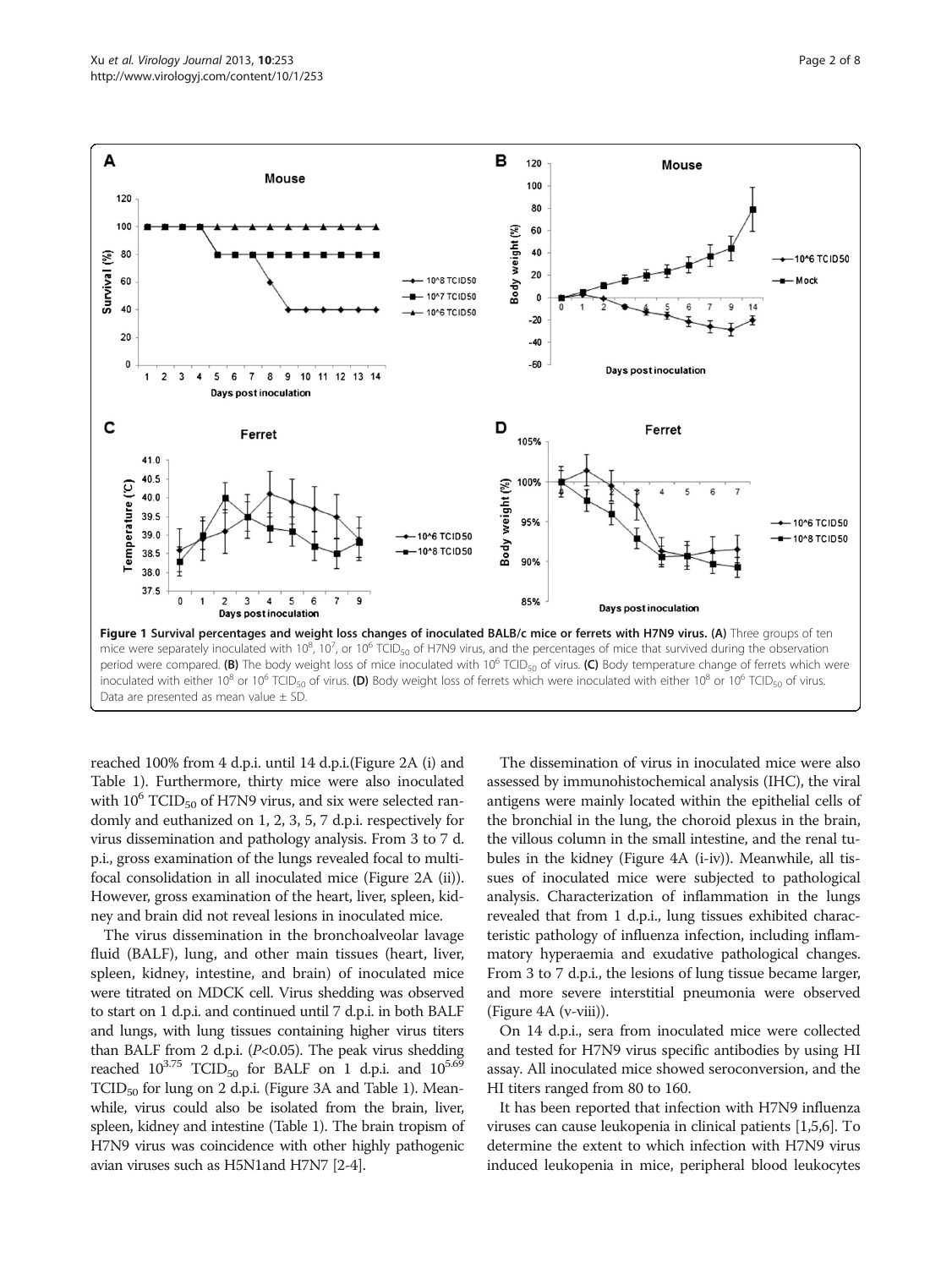Figure 1 Survival percentages and weight loss changes of inoculated BALB/c mice or ferrets with H7N9 virus. (A) Three groups of ten mice were separately inoculated with $10^8$, $10^7$, or $10^6$ $TCID_{50}$ of H7N9 virus, and the percentages of mice that survived during the observation period were compared. (B) The body weight loss of mice inoculated with $10^6$ $TCID_{50}$ of virus. (C) Body temperature change of ferrets which were inoculated with either $10^8$ or $10^6$ $TCID_{50}$ of virus. (D) Body weight loss of ferrets which were inoculated with either $10^8$ or $10^6$ $TCID_{50}$ of virus. Data are presented as mean value ± SD.

reached 100% from 4 d.p.i. until 14 d.p.i.(Figure 2A (i) and Table 1). Furthermore, thirty mice were also inoculated with $10^6$ $TCID_{50}$ of H7N9 virus, and six were selected randomly and euthanized on 1, 2, 3, 5, 7 d.p.i. respectively for virus dissemination and pathology analysis. From 3 to 7 d.p.i., gross examination of the lungs revealed focal to multifocal consolidation in all inoculated mice (Figure 2A (ii)). However, gross examination of the heart, liver, spleen, kidney and brain did not reveal lesions in inoculated mice.

The virus dissemination in the bronchoalveolar lavage fluid (BALF), lung, and other main tissues (heart, liver, spleen, kidney, intestine, and brain) of inoculated mice were titrated on MDCK cell. Virus shedding was observed to start on 1 d.p.i. and continued until 7 d.p.i. in both BALF and lungs, with lung tissues containing higher virus titers than BALF from 2 d.p.i. ($P<0.05$). The peak virus shedding reached $10^{3.75}$ $TCID_{50}$ for BALF on 1 d.p.i. and $10^{5.69}$ $TCID_{50}$ for lung on 2 d.p.i. (Figure 3A and Table 1). Meanwhile, virus could also be isolated from the brain, liver, spleen, kidney and intestine (Table 1). The brain tropism of H7N9 virus was coincidence with other highly pathogenic avian viruses such as H5N1and H7N7 [2-4].

The dissemination of virus in inoculated mice were also assessed by immunohistochemical analysis (IHC), the viral antigens were mainly located within the epithelial cells of the bronchial in the lung, the choroid plexus in the brain, the villous column in the small intestine, and the renal tubules in the kidney (Figure 4A (i-iv)). Meanwhile, all tissues of inoculated mice were subjected to pathological analysis. Characterization of inflammation in the lungs revealed that from 1 d.p.i., lung tissues exhibited characteristic pathology of influenza infection, including inflammatory hyperaemia and exudative pathological changes. From 3 to 7 d.p.i., the lesions of lung tissue became larger, and more severe interstitial pneumonia were observed (Figure 4A (v-viii)).

On 14 d.p.i., sera from inoculated mice were collected and tested for H7N9 virus specific antibodies by using HI assay. All inoculated mice showed seroconversion, and the HI titers ranged from 80 to 160.

It has been reported that infection with H7N9 influenza viruses can cause leukopenia in clinical patients [1,5,6]. To determine the extent to which infection with H7N9 virus induced leukopenia in mice, peripheral blood leukocytes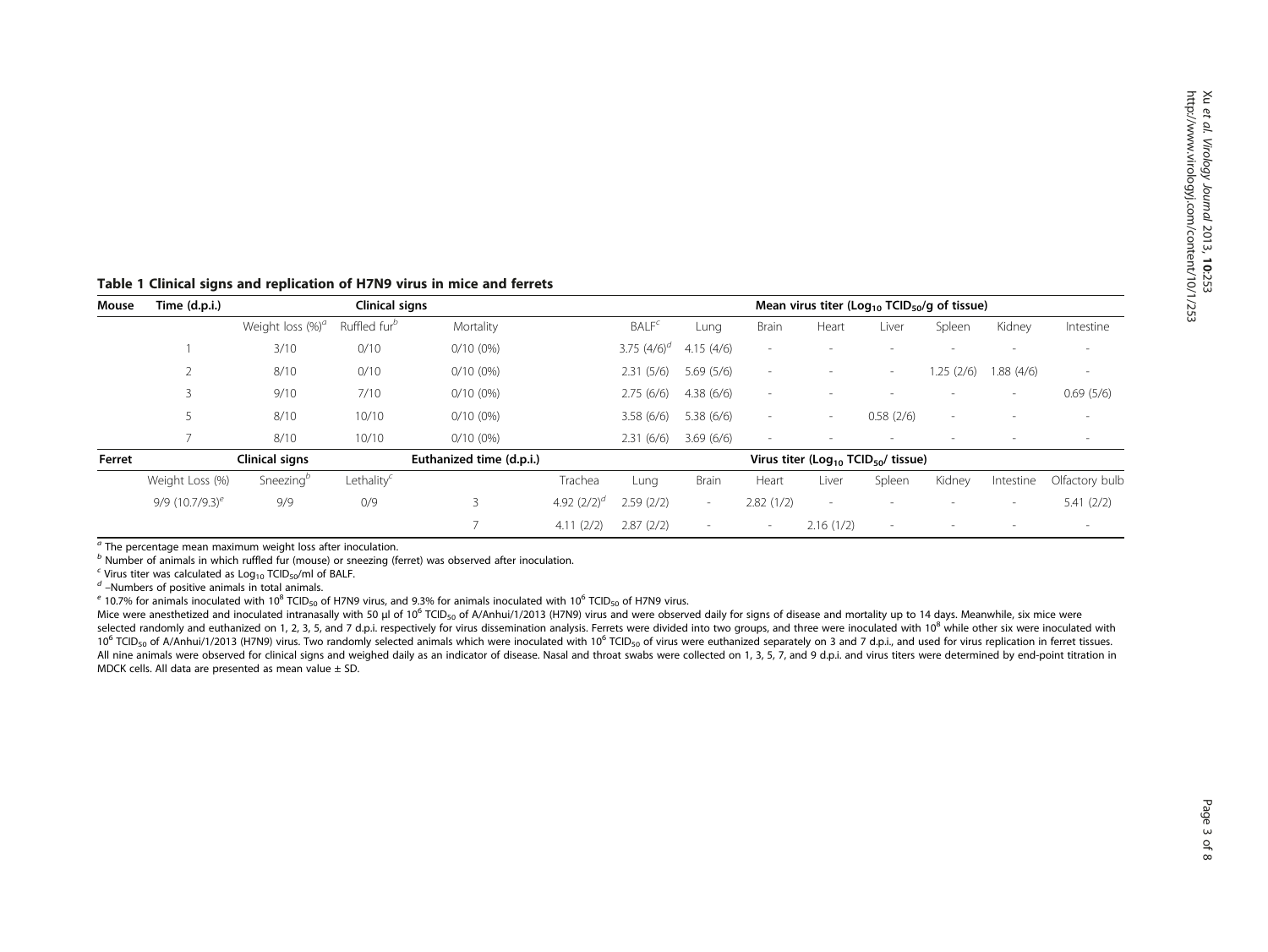**Table 1 Clinical signs and replication of H7N9 virus in mice and ferrets**

| Mouse | Time (d.p.i.) | Clinical signs | | | | Mean virus titer ($Log_{10}$ $TCID_{50}$/g of tissue) | | | | | | | |
|---|---|---|---|---|---|---|---|---|---|---|---|---|---|
| | | Weight loss (%)[a] | Ruffled fur[b] | Mortality | | BALF[c] | Lung | Brain | Heart | Liver | Spleen | Kidney | Intestine |
| | 1 | 3/10 | 0/10 | 0/10 (0%) | | 3.75 (4/6)[d] | 4.15 (4/6) | - | - | - | - | - | - |
| | 2 | 8/10 | 0/10 | 0/10 (0%) | | 2.31 (5/6) | 5.69 (5/6) | - | - | - | 1.25 (2/6) | 1.88 (4/6) | - |
| | 3 | 9/10 | 7/10 | 0/10 (0%) | | 2.75 (6/6) | 4.38 (6/6) | - | - | - | - | - | 0.69 (5/6) |
| | 5 | 8/10 | 10/10 | 0/10 (0%) | | 3.58 (6/6) | 5.38 (6/6) | - | - | 0.58 (2/6) | - | - | - |
| | 7 | 8/10 | 10/10 | 0/10 (0%) | | 2.31 (6/6) | 3.69 (6/6) | - | - | - | - | - | - |
| **Ferret** | **Clinical signs** | | | **Euthanized time (d.p.i.)** | **Virus titer ($Log_{10}$ $TCID_{50}$/ tissue)** | | | | | | | | |
| | Weight Loss (%) | Sneezing[b] | Lethality[c] | | Trachea | Lung | Brain | Heart | Liver | Spleen | Kidney | Intestine | Olfactory bulb |
| | 9/9 (10.7/9.3)[e] | 9/9 | 0/9 | 3 | 4.92 (2/2)[d] | 2.59 (2/2) | - | 2.82 (1/2) | - | - | - | - | 5.41 (2/2) |
| | | | | 7 | 4.11 (2/2) | 2.87 (2/2) | - | - | 2.16 (1/2) | - | - | - | - |

[a] The percentage mean maximum weight loss after inoculation.
[b] Number of animals in which ruffled fur (mouse) or sneezing (ferret) was observed after inoculation.
[c] Virus titer was calculated as $Log_{10}$ $TCID_{50}$/ml of BALF.
[d] –Numbers of positive animals in total animals.
[e] 10.7% for animals inoculated with $10^8$ $TCID_{50}$ of H7N9 virus, and 9.3% for animals inoculated with $10^6$ $TCID_{50}$ of H7N9 virus.

Mice were anesthetized and inoculated intranasally with 50 μl of $10^6$ $TCID_{50}$ of A/Anhui/1/2013 (H7N9) virus and were observed daily for signs of disease and mortality up to 14 days. Meanwhile, six mice were selected randomly and euthanized on 1, 2, 3, 5, and 7 d.p.i. respectively for virus dissemination analysis. Ferrets were divided into two groups, and three were inoculated with $10^8$ while other six were inoculated with $10^6$ $TCID_{50}$ of A/Anhui/1/2013 (H7N9) virus. Two randomly selected animals which were inoculated with $10^6$ $TCID_{50}$ of virus were euthanized separately on 3 and 7 d.p.i., and used for virus replication in ferret tissues. All nine animals were observed for clinical signs and weighed daily as an indicator of disease. Nasal and throat swabs were collected on 1, 3, 5, 7, and 9 d.p.i. and virus titers were determined by end-point titration in MDCK cells. All data are presented as mean value ± SD.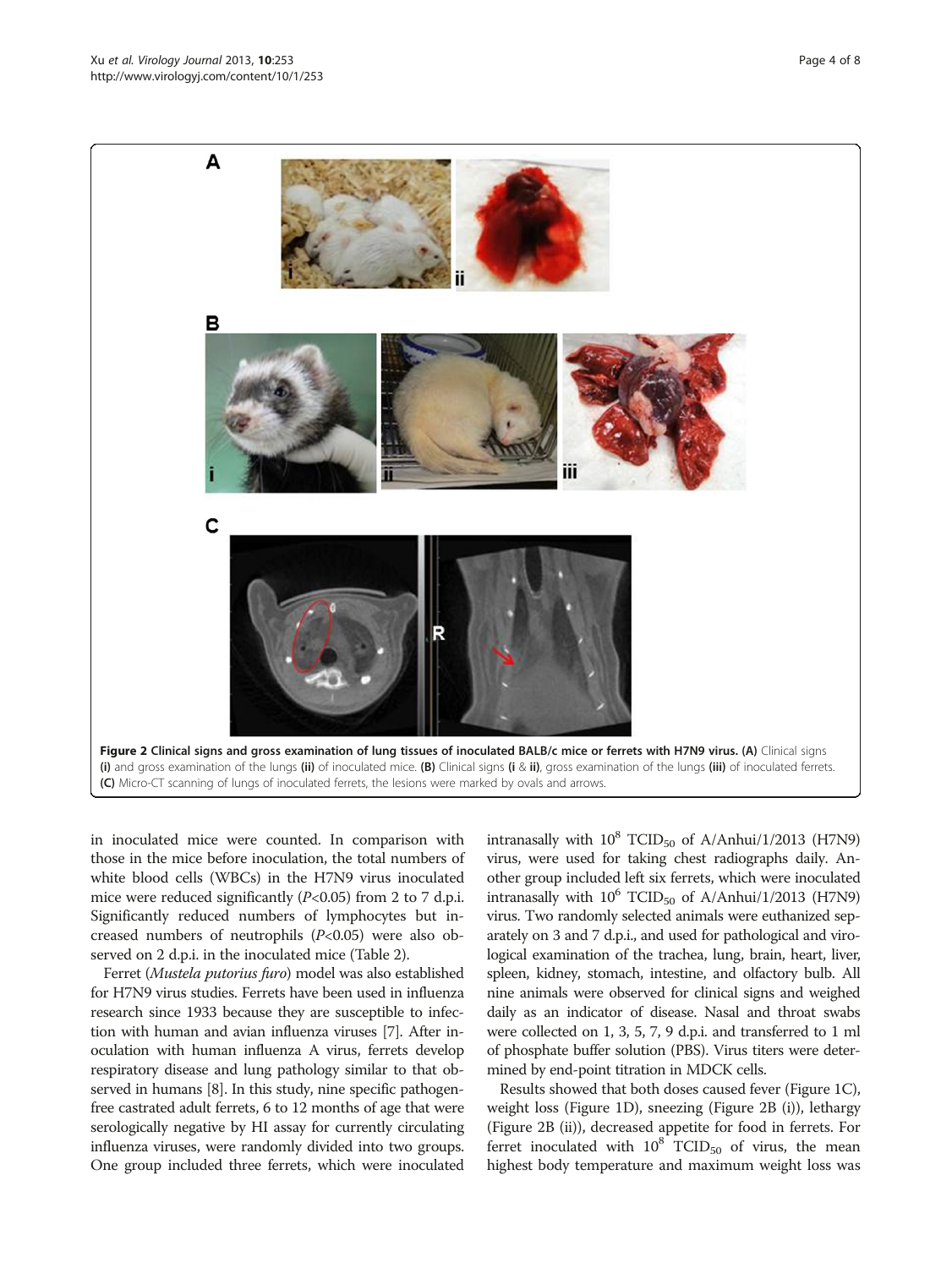**Figure 2 Clinical signs and gross examination of lung tissues of inoculated BALB/c mice or ferrets with H7N9 virus. (A)** Clinical signs **(i)** and gross examination of the lungs **(ii)** of inoculated mice. **(B)** Clinical signs **(i & ii)**, gross examination of the lungs **(iii)** of inoculated ferrets. **(C)** Micro-CT scanning of lungs of inoculated ferrets, the lesions were marked by ovals and arrows.

in inoculated mice were counted. In comparison with those in the mice before inoculation, the total numbers of white blood cells (WBCs) in the H7N9 virus inoculated mice were reduced significantly ($P<0.05$) from 2 to 7 d.p.i. Significantly reduced numbers of lymphocytes but increased numbers of neutrophils ($P<0.05$) were also observed on 2 d.p.i. in the inoculated mice (Table 2).

Ferret (*Mustela putorius furo*) model was also established for H7N9 virus studies. Ferrets have been used in influenza research since 1933 because they are susceptible to infection with human and avian influenza viruses [7]. After inoculation with human influenza A virus, ferrets develop respiratory disease and lung pathology similar to that observed in humans [8]. In this study, nine specific pathogen-free castrated adult ferrets, 6 to 12 months of age that were serologically negative by HI assay for currently circulating influenza viruses, were randomly divided into two groups. One group included three ferrets, which were inoculated intranasally with $10^8$ $TCID_{50}$ of A/Anhui/1/2013 (H7N9) virus, were used for taking chest radiographs daily. Another group included left six ferrets, which were inoculated intranasally with $10^6$ $TCID_{50}$ of A/Anhui/1/2013 (H7N9) virus. Two randomly selected animals were euthanized separately on 3 and 7 d.p.i., and used for pathological and virological examination of the trachea, lung, brain, heart, liver, spleen, kidney, stomach, intestine, and olfactory bulb. All nine animals were observed for clinical signs and weighed daily as an indicator of disease. Nasal and throat swabs were collected on 1, 3, 5, 7, 9 d.p.i. and transferred to 1 ml of phosphate buffer solution (PBS). Virus titers were determined by end-point titration in MDCK cells.

Results showed that both doses caused fever (Figure 1C), weight loss (Figure 1D), sneezing (Figure 2B (i)), lethargy (Figure 2B (ii)), decreased appetite for food in ferrets. For ferret inoculated with $10^8$ $TCID_{50}$ of virus, the mean highest body temperature and maximum weight loss was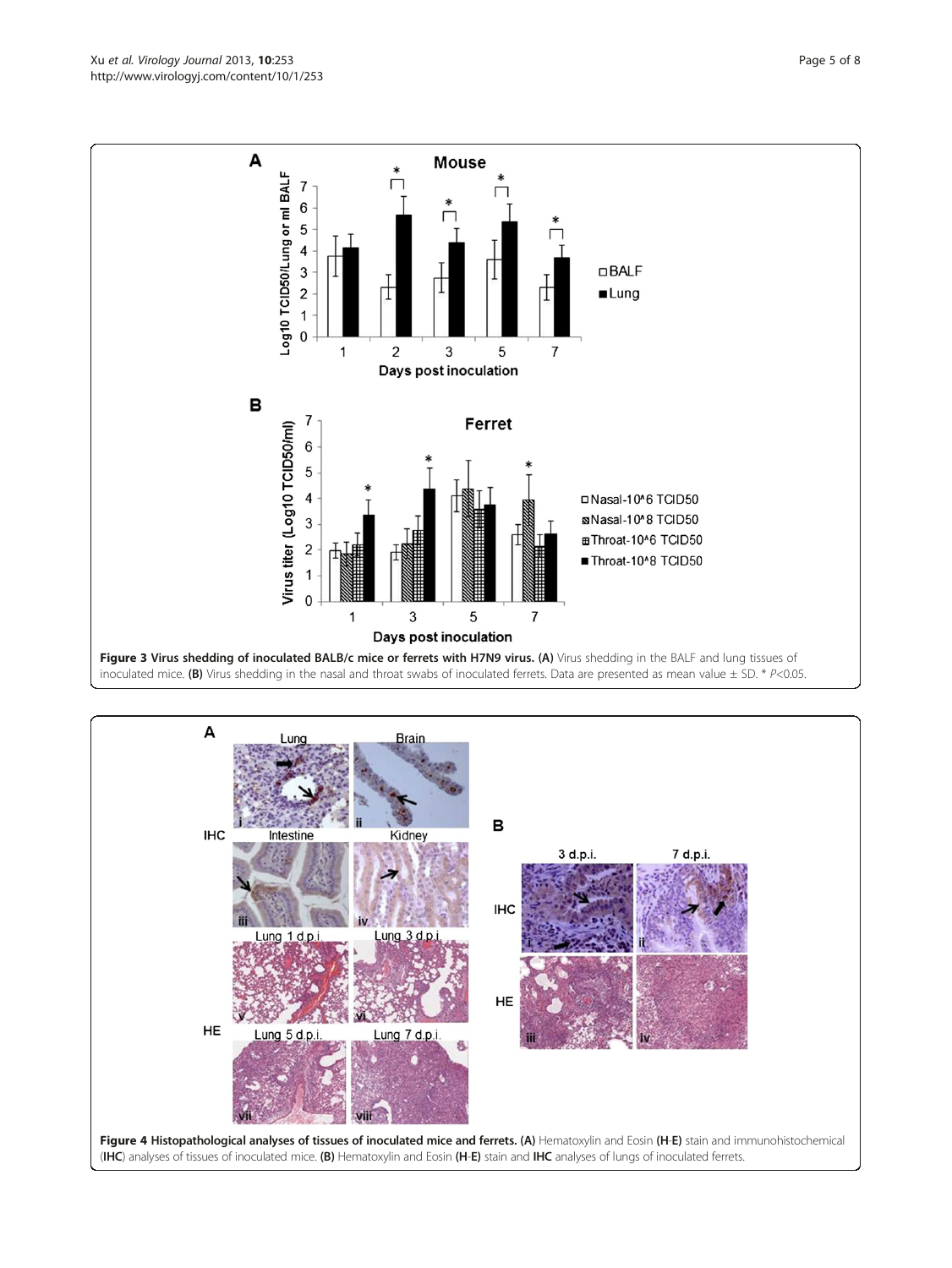**Figure 3 Virus shedding of inoculated BALB/c mice or ferrets with H7N9 virus. (A)** Virus shedding in the BALF and lung tissues of inoculated mice. **(B)** Virus shedding in the nasal and throat swabs of inoculated ferrets. Data are presented as mean value ± SD. * $P<0.05$.

**Figure 4 Histopathological analyses of tissues of inoculated mice and ferrets. (A)** Hematoxylin and Eosin **(H-E)** stain and immunohistochemical (**IHC**) analyses of tissues of inoculated mice. **(B)** Hematoxylin and Eosin **(H-E)** stain and **IHC** analyses of lungs of inoculated ferrets.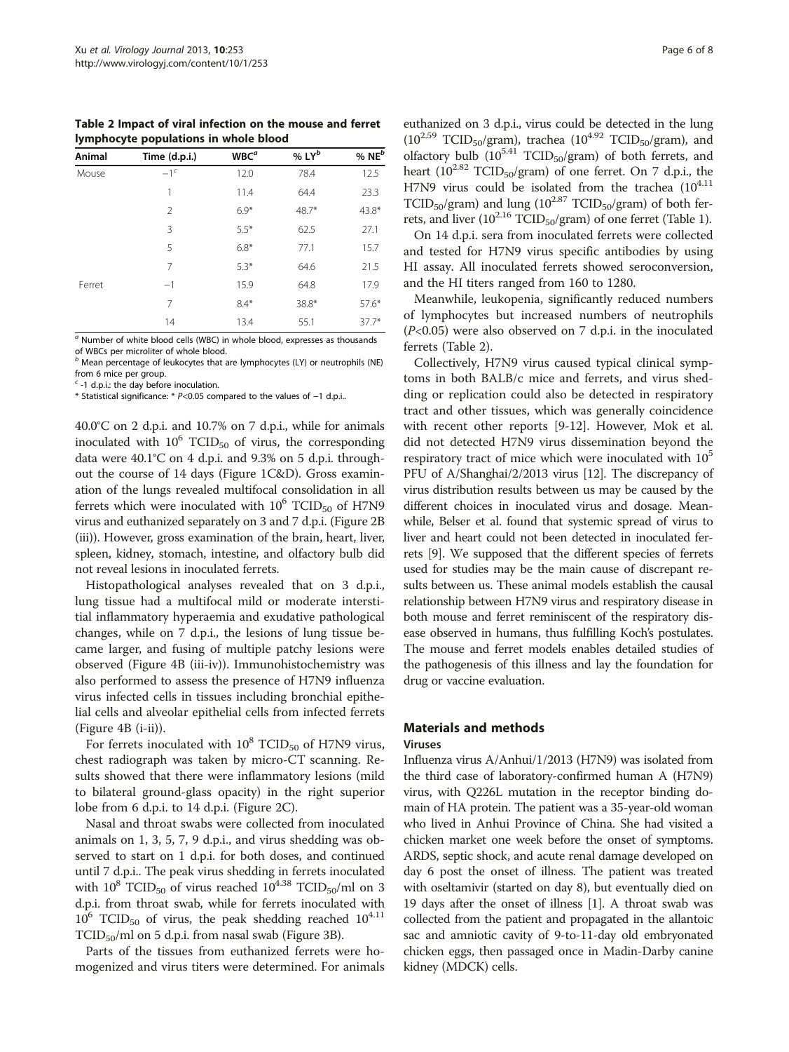**Table 2 Impact of viral infection on the mouse and ferret lymphocyte populations in whole blood**

| Animal | Time (d.p.i.) | WBC[a] | % LY[b] | % NE[b] |
|---|---|---|---|---|
| Mouse | −1[c] | 12.0 | 78.4 | 12.5 |
| | 1 | 11.4 | 64.4 | 23.3 |
| | 2 | 6.9* | 48.7* | 43.8* |
| | 3 | 5.5* | 62.5 | 27.1 |
| | 5 | 6.8* | 77.1 | 15.7 |
| | 7 | 5.3* | 64.6 | 21.5 |
| Ferret | −1 | 15.9 | 64.8 | 17.9 |
| | 7 | 8.4* | 38.8* | 57.6* |
| | 14 | 13.4 | 55.1 | 37.7* |

[a] Number of white blood cells (WBC) in whole blood, expresses as thousands of WBCs per microliter of whole blood.
[b] Mean percentage of leukocytes that are lymphocytes (LY) or neutrophils (NE) from 6 mice per group.
[c] -1 d.p.i.: the day before inoculation.
* Statistical significance: * $P<0.05$ compared to the values of −1 d.p.i..

40.0°C on 2 d.p.i. and 10.7% on 7 d.p.i., while for animals inoculated with $10^6$ $TCID_{50}$ of virus, the corresponding data were 40.1°C on 4 d.p.i. and 9.3% on 5 d.p.i. throughout the course of 14 days (Figure 1C&D). Gross examination of the lungs revealed multifocal consolidation in all ferrets which were inoculated with $10^6$ $TCID_{50}$ of H7N9 virus and euthanized separately on 3 and 7 d.p.i. (Figure 2B (iii)). However, gross examination of the brain, heart, liver, spleen, kidney, stomach, intestine, and olfactory bulb did not reveal lesions in inoculated ferrets.

Histopathological analyses revealed that on 3 d.p.i., lung tissue had a multifocal mild or moderate interstitial inflammatory hyperaemia and exudative pathological changes, while on 7 d.p.i., the lesions of lung tissue became larger, and fusing of multiple patchy lesions were observed (Figure 4B (iii-iv)). Immunohistochemistry was also performed to assess the presence of H7N9 influenza virus infected cells in tissues including bronchial epithelial cells and alveolar epithelial cells from infected ferrets (Figure 4B (i-ii)).

For ferrets inoculated with $10^8$ $TCID_{50}$ of H7N9 virus, chest radiograph was taken by micro-CT scanning. Results showed that there were inflammatory lesions (mild to bilateral ground-glass opacity) in the right superior lobe from 6 d.p.i. to 14 d.p.i. (Figure 2C).

Nasal and throat swabs were collected from inoculated animals on 1, 3, 5, 7, 9 d.p.i., and virus shedding was observed to start on 1 d.p.i. for both doses, and continued until 7 d.p.i.. The peak virus shedding in ferrets inoculated with $10^8$ $TCID_{50}$ of virus reached $10^{4.38}$ $TCID_{50}$/ml on 3 d.p.i. from throat swab, while for ferrets inoculated with $10^6$ $TCID_{50}$ of virus, the peak shedding reached $10^{4.11}$ $TCID_{50}$/ml on 5 d.p.i. from nasal swab (Figure 3B).

Parts of the tissues from euthanized ferrets were homogenized and virus titers were determined. For animals euthanized on 3 d.p.i., virus could be detected in the lung ($10^{2.59}$ $TCID_{50}$/gram), trachea ($10^{4.92}$ $TCID_{50}$/gram), and olfactory bulb ($10^{5.41}$ $TCID_{50}$/gram) of both ferrets, and heart ($10^{2.82}$ $TCID_{50}$/gram) of one ferret. On 7 d.p.i., the H7N9 virus could be isolated from the trachea ($10^{4.11}$ $TCID_{50}$/gram) and lung ($10^{2.87}$ $TCID_{50}$/gram) of both ferrets, and liver ($10^{2.16}$ $TCID_{50}$/gram) of one ferret (Table 1).

On 14 d.p.i. sera from inoculated ferrets were collected and tested for H7N9 virus specific antibodies by using HI assay. All inoculated ferrets showed seroconversion, and the HI titers ranged from 160 to 1280.

Meanwhile, leukopenia, significantly reduced numbers of lymphocytes but increased numbers of neutrophils ($P<0.05$) were also observed on 7 d.p.i. in the inoculated ferrets (Table 2).

Collectively, H7N9 virus caused typical clinical symptoms in both BALB/c mice and ferrets, and virus shedding or replication could also be detected in respiratory tract and other tissues, which was generally coincidence with recent other reports [9-12]. However, Mok et al. did not detected H7N9 virus dissemination beyond the respiratory tract of mice which were inoculated with $10^5$ PFU of A/Shanghai/2/2013 virus [12]. The discrepancy of virus distribution results between us may be caused by the different choices in inoculated virus and dosage. Meanwhile, Belser et al. found that systemic spread of virus to liver and heart could not been detected in inoculated ferrets [9]. We supposed that the different species of ferrets used for studies may be the main cause of discrepant results between us. These animal models establish the causal relationship between H7N9 virus and respiratory disease in both mouse and ferret reminiscent of the respiratory disease observed in humans, thus fulfilling Koch's postulates. The mouse and ferret models enables detailed studies of the pathogenesis of this illness and lay the foundation for drug or vaccine evaluation.

## Materials and methods

### Viruses

Influenza virus A/Anhui/1/2013 (H7N9) was isolated from the third case of laboratory-confirmed human A (H7N9) virus, with Q226L mutation in the receptor binding domain of HA protein. The patient was a 35-year-old woman who lived in Anhui Province of China. She had visited a chicken market one week before the onset of symptoms. ARDS, septic shock, and acute renal damage developed on day 6 post the onset of illness. The patient was treated with oseltamivir (started on day 8), but eventually died on 19 days after the onset of illness [1]. A throat swab was collected from the patient and propagated in the allantoic sac and amniotic cavity of 9-to-11-day old embryonated chicken eggs, then passaged once in Madin-Darby canine kidney (MDCK) cells.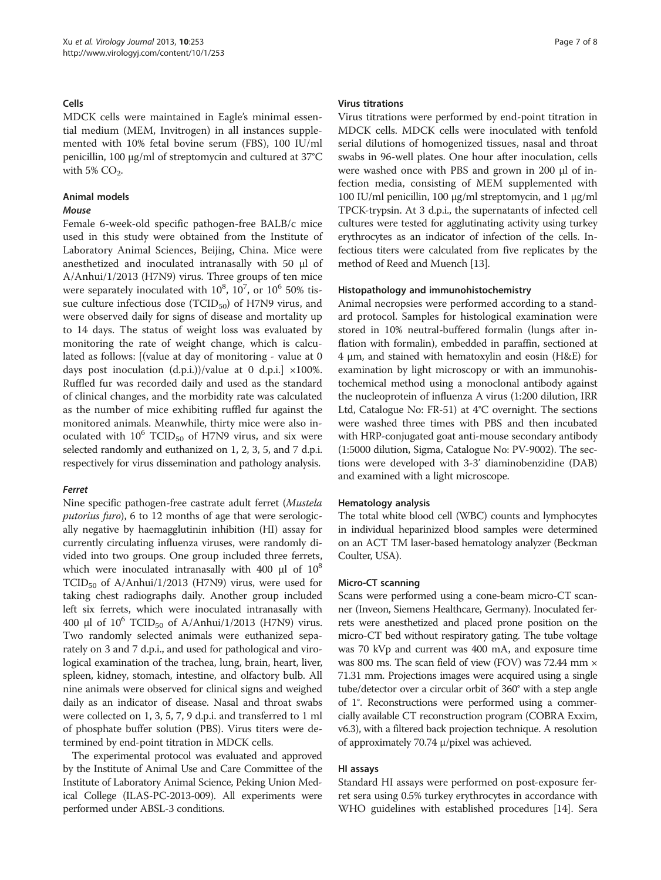### Cells

MDCK cells were maintained in Eagle's minimal essential medium (MEM, Invitrogen) in all instances supplemented with 10% fetal bovine serum (FBS), 100 IU/ml penicillin, 100 μg/ml of streptomycin and cultured at 37°C with 5% $CO_2$.

### Animal models

#### *Mouse*

Female 6-week-old specific pathogen-free BALB/c mice used in this study were obtained from the Institute of Laboratory Animal Sciences, Beijing, China. Mice were anesthetized and inoculated intranasally with 50 μl of A/Anhui/1/2013 (H7N9) virus. Three groups of ten mice were separately inoculated with $10^8$, $10^7$, or $10^6$ 50% tissue culture infectious dose ($TCID_{50}$) of H7N9 virus, and were observed daily for signs of disease and mortality up to 14 days. The status of weight loss was evaluated by monitoring the rate of weight change, which is calculated as follows: [(value at day of monitoring - value at 0 days post inoculation (d.p.i.))/value at 0 d.p.i.] ×100%. Ruffled fur was recorded daily and used as the standard of clinical changes, and the morbidity rate was calculated as the number of mice exhibiting ruffled fur against the monitored animals. Meanwhile, thirty mice were also inoculated with $10^6$ $TCID_{50}$ of H7N9 virus, and six were selected randomly and euthanized on 1, 2, 3, 5, and 7 d.p.i. respectively for virus dissemination and pathology analysis.

#### *Ferret*

Nine specific pathogen-free castrate adult ferret (*Mustela putorius furo*), 6 to 12 months of age that were serologically negative by haemagglutinin inhibition (HI) assay for currently circulating influenza viruses, were randomly divided into two groups. One group included three ferrets, which were inoculated intranasally with 400 μl of $10^8$ $TCID_{50}$ of A/Anhui/1/2013 (H7N9) virus, were used for taking chest radiographs daily. Another group included left six ferrets, which were inoculated intranasally with 400 μl of $10^6$ $TCID_{50}$ of A/Anhui/1/2013 (H7N9) virus. Two randomly selected animals were euthanized separately on 3 and 7 d.p.i., and used for pathological and virological examination of the trachea, lung, brain, heart, liver, spleen, kidney, stomach, intestine, and olfactory bulb. All nine animals were observed for clinical signs and weighed daily as an indicator of disease. Nasal and throat swabs were collected on 1, 3, 5, 7, 9 d.p.i. and transferred to 1 ml of phosphate buffer solution (PBS). Virus titers were determined by end-point titration in MDCK cells.

The experimental protocol was evaluated and approved by the Institute of Animal Use and Care Committee of the Institute of Laboratory Animal Science, Peking Union Medical College (ILAS-PC-2013-009). All experiments were performed under ABSL-3 conditions.

### Virus titrations

Virus titrations were performed by end-point titration in MDCK cells. MDCK cells were inoculated with tenfold serial dilutions of homogenized tissues, nasal and throat swabs in 96-well plates. One hour after inoculation, cells were washed once with PBS and grown in 200 μl of infection media, consisting of MEM supplemented with 100 IU/ml penicillin, 100 μg/ml streptomycin, and 1 μg/ml TPCK-trypsin. At 3 d.p.i., the supernatants of infected cell cultures were tested for agglutinating activity using turkey erythrocytes as an indicator of infection of the cells. Infectious titers were calculated from five replicates by the method of Reed and Muench [13].

### Histopathology and immunohistochemistry

Animal necropsies were performed according to a standard protocol. Samples for histological examination were stored in 10% neutral-buffered formalin (lungs after inflation with formalin), embedded in paraffin, sectioned at 4 μm, and stained with hematoxylin and eosin (H&E) for examination by light microscopy or with an immunohistochemical method using a monoclonal antibody against the nucleoprotein of influenza A virus (1:200 dilution, IRR Ltd, Catalogue No: FR-51) at 4°C overnight. The sections were washed three times with PBS and then incubated with HRP-conjugated goat anti-mouse secondary antibody (1:5000 dilution, Sigma, Catalogue No: PV-9002). The sections were developed with 3-3' diaminobenzidine (DAB) and examined with a light microscope.

### Hematology analysis

The total white blood cell (WBC) counts and lymphocytes in individual heparinized blood samples were determined on an ACT TM laser-based hematology analyzer (Beckman Coulter, USA).

### Micro-CT scanning

Scans were performed using a cone-beam micro-CT scanner (Inveon, Siemens Healthcare, Germany). Inoculated ferrets were anesthetized and placed prone position on the micro-CT bed without respiratory gating. The tube voltage was 70 kVp and current was 400 mA, and exposure time was 800 ms. The scan field of view (FOV) was 72.44 mm × 71.31 mm. Projections images were acquired using a single tube/detector over a circular orbit of 360° with a step angle of 1°. Reconstructions were performed using a commercially available CT reconstruction program (COBRA Exxim, v6.3), with a filtered back projection technique. A resolution of approximately 70.74 μ/pixel was achieved.

### HI assays

Standard HI assays were performed on post-exposure ferret sera using 0.5% turkey erythrocytes in accordance with WHO guidelines with established procedures [14]. Sera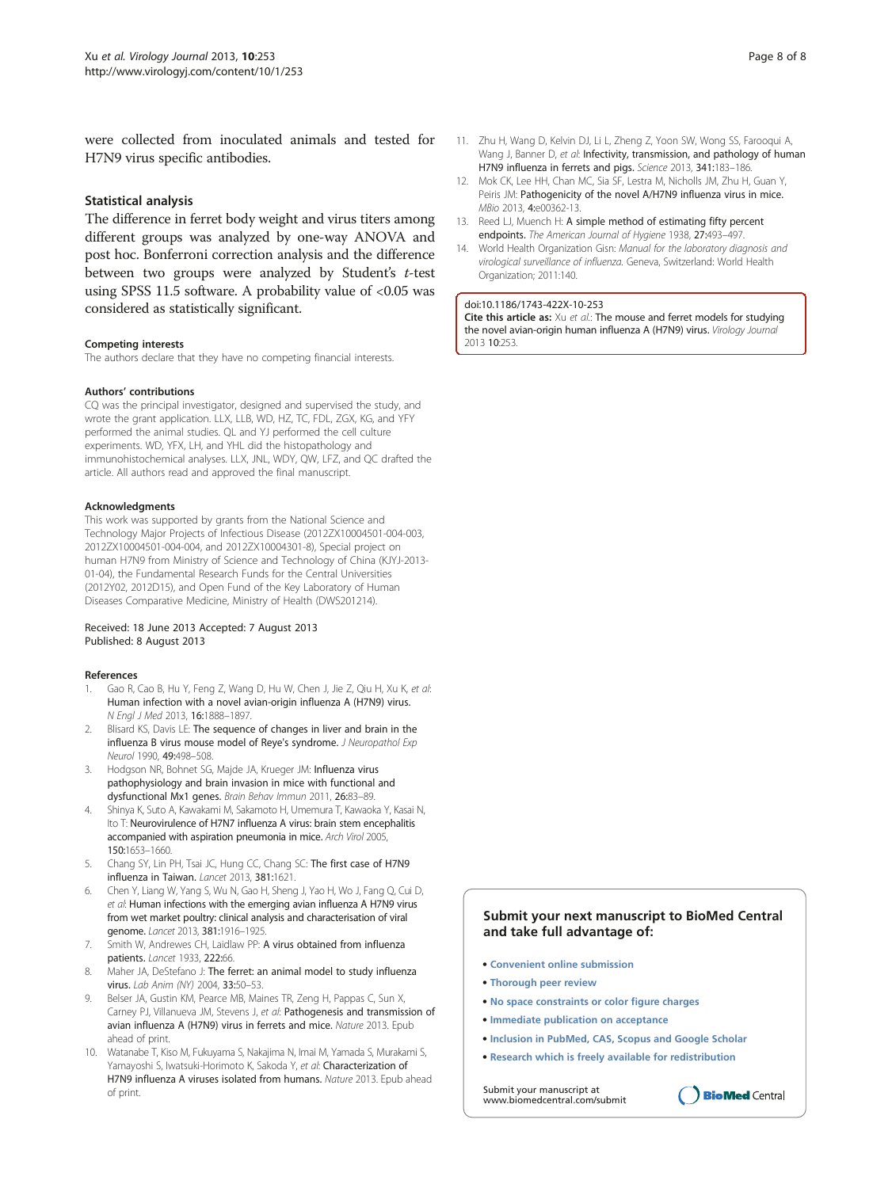were collected from inoculated animals and tested for H7N9 virus specific antibodies.

### Statistical analysis

The difference in ferret body weight and virus titers among different groups was analyzed by one-way ANOVA and post hoc. Bonferroni correction analysis and the difference between two groups were analyzed by Student's *t*-test using SPSS 11.5 software. A probability value of <0.05 was considered as statistically significant.

#### Competing interests

The authors declare that they have no competing financial interests.

#### Authors' contributions

CQ was the principal investigator, designed and supervised the study, and wrote the grant application. LLX, LLB, WD, HZ, TC, FDL, ZGX, KG, and YFY performed the animal studies. QL and YJ performed the cell culture experiments. WD, YFX, LH, and YHL did the histopathology and immunohistochemical analyses. LLX, JNL, WDY, QW, LFZ, and QC drafted the article. All authors read and approved the final manuscript.

#### Acknowledgments

This work was supported by grants from the National Science and Technology Major Projects of Infectious Disease (2012ZX10004501-004-003, 2012ZX10004501-004-004, and 2012ZX10004301-8), Special project on human H7N9 from Ministry of Science and Technology of China (KJYJ-2013-01-04), the Fundamental Research Funds for the Central Universities (2012Y02, 2012D15), and Open Fund of the Key Laboratory of Human Diseases Comparative Medicine, Ministry of Health (DWS201214).

Received: 18 June 2013 Accepted: 7 August 2013
Published: 8 August 2013

#### References

1. Gao R, Cao B, Hu Y, Feng Z, Wang D, Hu W, Chen J, Jie Z, Qiu H, Xu K, *et al*: **Human infection with a novel avian-origin influenza A (H7N9) virus.** *N Engl J Med* 2013, **16:**1888–1897.
2. Blisard KS, Davis LE: **The sequence of changes in liver and brain in the influenza B virus mouse model of Reye's syndrome.** *J Neuropathol Exp Neurol* 1990, **49:**498–508.
3. Hodgson NR, Bohnet SG, Majde JA, Krueger JM: **Influenza virus pathophysiology and brain invasion in mice with functional and dysfunctional Mx1 genes.** *Brain Behav Immun* 2011, **26:**83–89.
4. Shinya K, Suto A, Kawakami M, Sakamoto H, Umemura T, Kawaoka Y, Kasai N, Ito T: **Neurovirulence of H7N7 influenza A virus: brain stem encephalitis accompanied with aspiration pneumonia in mice.** *Arch Virol* 2005, **150:**1653–1660.
5. Chang SY, Lin PH, Tsai JC, Hung CC, Chang SC: **The first case of H7N9 influenza in Taiwan.** *Lancet* 2013, **381:**1621.
6. Chen Y, Liang W, Yang S, Wu N, Gao H, Sheng J, Yao H, Wo J, Fang Q, Cui D, *et al*: **Human infections with the emerging avian influenza A H7N9 virus from wet market poultry: clinical analysis and characterisation of viral genome.** *Lancet* 2013, **381:**1916–1925.
7. Smith W, Andrewes CH, Laidlaw PP: **A virus obtained from influenza patients.** *Lancet* 1933, **222:**66.
8. Maher JA, DeStefano J: **The ferret: an animal model to study influenza virus.** *Lab Anim (NY)* 2004, **33:**50–53.
9. Belser JA, Gustin KM, Pearce MB, Maines TR, Zeng H, Pappas C, Sun X, Carney PJ, Villanueva JM, Stevens J, *et al*: **Pathogenesis and transmission of avian influenza A (H7N9) virus in ferrets and mice.** *Nature* 2013. Epub ahead of print.
10. Watanabe T, Kiso M, Fukuyama S, Nakajima N, Imai M, Yamada S, Murakami S, Yamayoshi S, Iwatsuki-Horimoto K, Sakoda Y, *et al*: **Characterization of H7N9 influenza A viruses isolated from humans.** *Nature* 2013. Epub ahead of print.
11. Zhu H, Wang D, Kelvin DJ, Li L, Zheng Z, Yoon SW, Wong SS, Farooqui A, Wang J, Banner D, *et al*: **Infectivity, transmission, and pathology of human H7N9 influenza in ferrets and pigs.** *Science* 2013, **341:**183–186.
12. Mok CK, Lee HH, Chan MC, Sia SF, Lestra M, Nicholls JM, Zhu H, Guan Y, Peiris JM: **Pathogenicity of the novel A/H7N9 influenza virus in mice.** *MBio* 2013, **4:**e00362-13.
13. Reed LJ, Muench H: **A simple method of estimating fifty percent endpoints.** *The American Journal of Hygiene* 1938, **27:**493–497.
14. World Health Organization Gisn: *Manual for the laboratory diagnosis and virological surveillance of influenza.* Geneva, Switzerland: World Health Organization; 2011:140.

doi:10.1186/1743-422X-10-253
**Cite this article as:** Xu *et al.*: The mouse and ferret models for studying the novel avian-origin human influenza A (H7N9) virus. *Virology Journal* 2013 **10**:253.

**Submit your next manuscript to BioMed Central and take full advantage of:**

- Convenient online submission
- Thorough peer review
- No space constraints or color figure charges
- Immediate publication on acceptance
- Inclusion in PubMed, CAS, Scopus and Google Scholar
- Research which is freely available for redistribution

Submit your manuscript at
www.biomedcentral.com/submit

BioMed Central